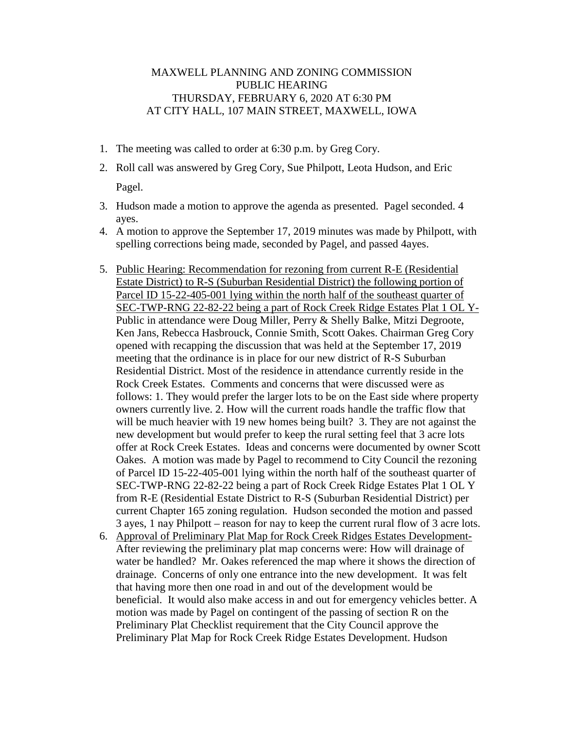# MAXWELL PLANNING AND ZONING COMMISSION
## PUBLIC HEARING
## THURSDAY, FEBRUARY 6, 2020 AT 6:30 PM
## AT CITY HALL, 107 MAIN STREET, MAXWELL, IOWA

1. The meeting was called to order at 6:30 p.m. by Greg Cory.
2. Roll call was answered by Greg Cory, Sue Philpott, Leota Hudson, and Eric Pagel.
3. Hudson made a motion to approve the agenda as presented. Pagel seconded. 4 ayes.
4. A motion to approve the September 17, 2019 minutes was made by Philpott, with spelling corrections being made, seconded by Pagel, and passed 4ayes.
5. <u>Public Hearing: Recommendation for rezoning from current R-E (Residential Estate District) to R-S (Suburban Residential District) the following portion of Parcel ID 15-22-405-001 lying within the north half of the southeast quarter of SEC-TWP-RNG 22-82-22 being a part of Rock Creek Ridge Estates Plat 1 OL Y-</u> Public in attendance were Doug Miller, Perry & Shelly Balke, Mitzi Degroote, Ken Jans, Rebecca Hasbrouck, Connie Smith, Scott Oakes. Chairman Greg Cory opened with recapping the discussion that was held at the September 17, 2019 meeting that the ordinance is in place for our new district of R-S Suburban Residential District. Most of the residence in attendance currently reside in the Rock Creek Estates. Comments and concerns that were discussed were as follows: 1. They would prefer the larger lots to be on the East side where property owners currently live. 2. How will the current roads handle the traffic flow that will be much heavier with 19 new homes being built? 3. They are not against the new development but would prefer to keep the rural setting feel that 3 acre lots offer at Rock Creek Estates. Ideas and concerns were documented by owner Scott Oakes. A motion was made by Pagel to recommend to City Council the rezoning of Parcel ID 15-22-405-001 lying within the north half of the southeast quarter of SEC-TWP-RNG 22-82-22 being a part of Rock Creek Ridge Estates Plat 1 OL Y from R-E (Residential Estate District to R-S (Suburban Residential District) per current Chapter 165 zoning regulation. Hudson seconded the motion and passed 3 ayes, 1 nay Philpott – reason for nay to keep the current rural flow of 3 acre lots.
6. <u>Approval of Preliminary Plat Map for Rock Creek Ridges Estates Development-</u> After reviewing the preliminary plat map concerns were: How will drainage of water be handled? Mr. Oakes referenced the map where it shows the direction of drainage. Concerns of only one entrance into the new development. It was felt that having more then one road in and out of the development would be beneficial. It would also make access in and out for emergency vehicles better. A motion was made by Pagel on contingent of the passing of section R on the Preliminary Plat Checklist requirement that the City Council approve the Preliminary Plat Map for Rock Creek Ridge Estates Development. Hudson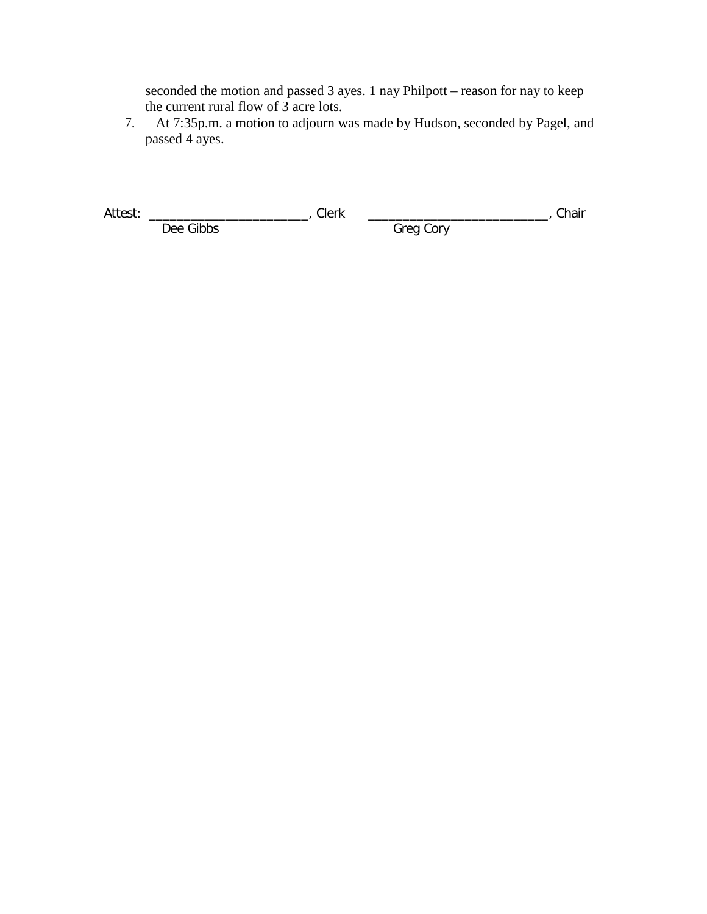seconded the motion and passed 3 ayes. 1 nay Philpott – reason for nay to keep the current rural flow of 3 acre lots.

7. At 7:35p.m. a motion to adjourn was made by Hudson, seconded by Pagel, and passed 4 ayes.

Attest: _______________________, Clerk    _________________________, Chair
Dee Gibbs    Greg Cory